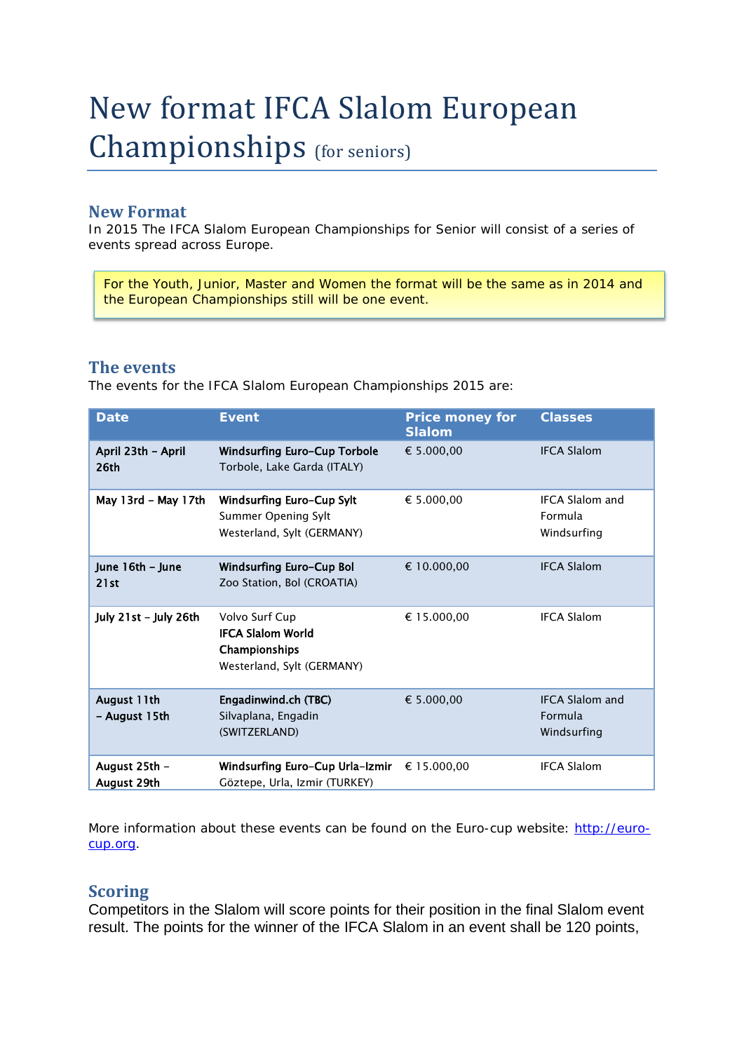# New format IFCA Slalom European Championships (for seniors)

## New Format

In 2015 The IFCA Slalom European Championships for Senior will consist of a series of events spread across Europe.

> For the Youth, Junior, Master and Women the format will be the same as in 2014 and the European Championships still will be one event.

## The events

The events for the IFCA Slalom European Championships 2015 are:

| Date | Event | Price money for Slalom | Classes |
|---|---|---|---|
| **April 23th – April 26th** | **Windsurfing Euro-Cup Torbole** Torbole, Lake Garda (ITALY) | € 5.000,00 | IFCA Slalom |
| **May 13rd – May 17th** | **Windsurfing Euro-Cup Sylt** Summer Opening Sylt Westerland, Sylt (GERMANY) | € 5.000,00 | IFCA Slalom and Formula Windsurfing |
| **June 16th – June 21st** | **Windsurfing Euro-Cup Bol** Zoo Station, Bol (CROATIA) | € 10.000,00 | IFCA Slalom |
| **July 21st – July 26th** | Volvo Surf Cup **IFCA Slalom World Championships** Westerland, Sylt (GERMANY) | € 15.000,00 | IFCA Slalom |
| **August 11th – August 15th** | **Engadinwind.ch (TBC)** Silvaplana, Engadin (SWITZERLAND) | € 5.000,00 | IFCA Slalom and Formula Windsurfing |
| **August 25th – August 29th** | **Windsurfing Euro-Cup Urla-Izmir** Göztepe, Urla, Izmir (TURKEY) | € 15.000,00 | IFCA Slalom |

More information about these events can be found on the Euro-cup website: http://euro-cup.org.

## Scoring

Competitors in the Slalom will score points for their position in the final Slalom event result. The points for the winner of the IFCA Slalom in an event shall be 120 points,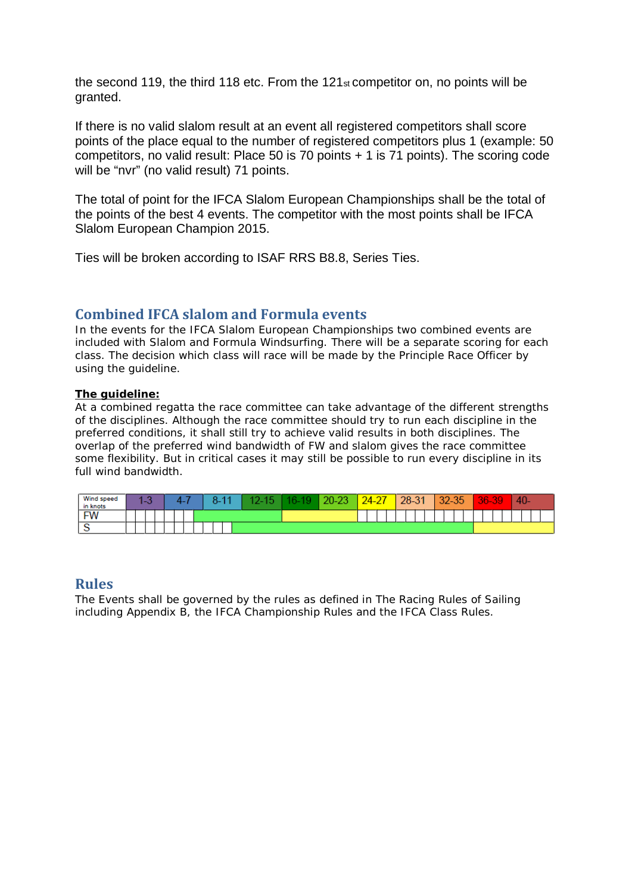the second 119, the third 118 etc. From the 121st competitor on, no points will be granted.

If there is no valid slalom result at an event all registered competitors shall score points of the place equal to the number of registered competitors plus 1 (example: 50 competitors, no valid result: Place 50 is 70 points + 1 is 71 points). The scoring code will be "nvr" (no valid result) 71 points.

The total of point for the IFCA Slalom European Championships shall be the total of the points of the best 4 events. The competitor with the most points shall be IFCA Slalom European Champion 2015.

Ties will be broken according to ISAF RRS B8.8, Series Ties.

## Combined IFCA slalom and Formula events

In the events for the IFCA Slalom European Championships two combined events are included with Slalom and Formula Windsurfing. There will be a separate scoring for each class. The decision which class will race will be made by the Principle Race Officer by using the guideline.

**The guideline:**

At a combined regatta the race committee can take advantage of the different strengths of the disciplines. Although the race committee should try to run each discipline in the preferred conditions, it shall still try to achieve valid results in both disciplines. The overlap of the preferred wind bandwidth of FW and slalom gives the race committee some flexibility. But in critical cases it may still be possible to run every discipline in its full wind bandwidth.

| Wind speed in knots | 1-3 | 4-7 | 8-11 | 12-15 | 16-19 | 20-23 | 24-27 | 28-31 | 32-35 | 36-39 | 40- |
|---|---|---|---|---|---|---|---|---|---|---|---|
| FW | | | | | | | | | | | |
| S | | | | | | | | | | | |

## Rules

The Events shall be governed by the rules as defined in The Racing Rules of Sailing including Appendix B, the IFCA Championship Rules and the IFCA Class Rules.